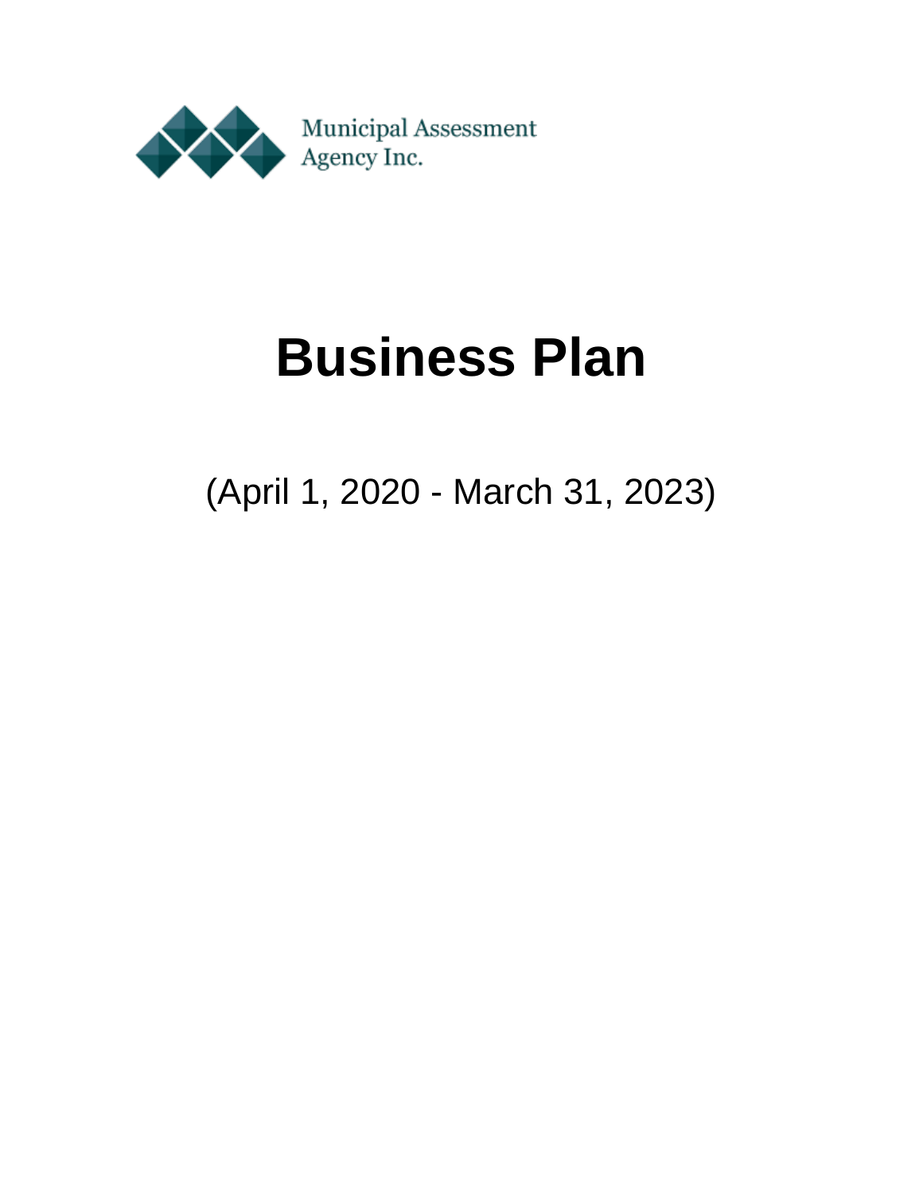Municipal Assessment Agency Inc.

# Business Plan

(April 1, 2020 - March 31, 2023)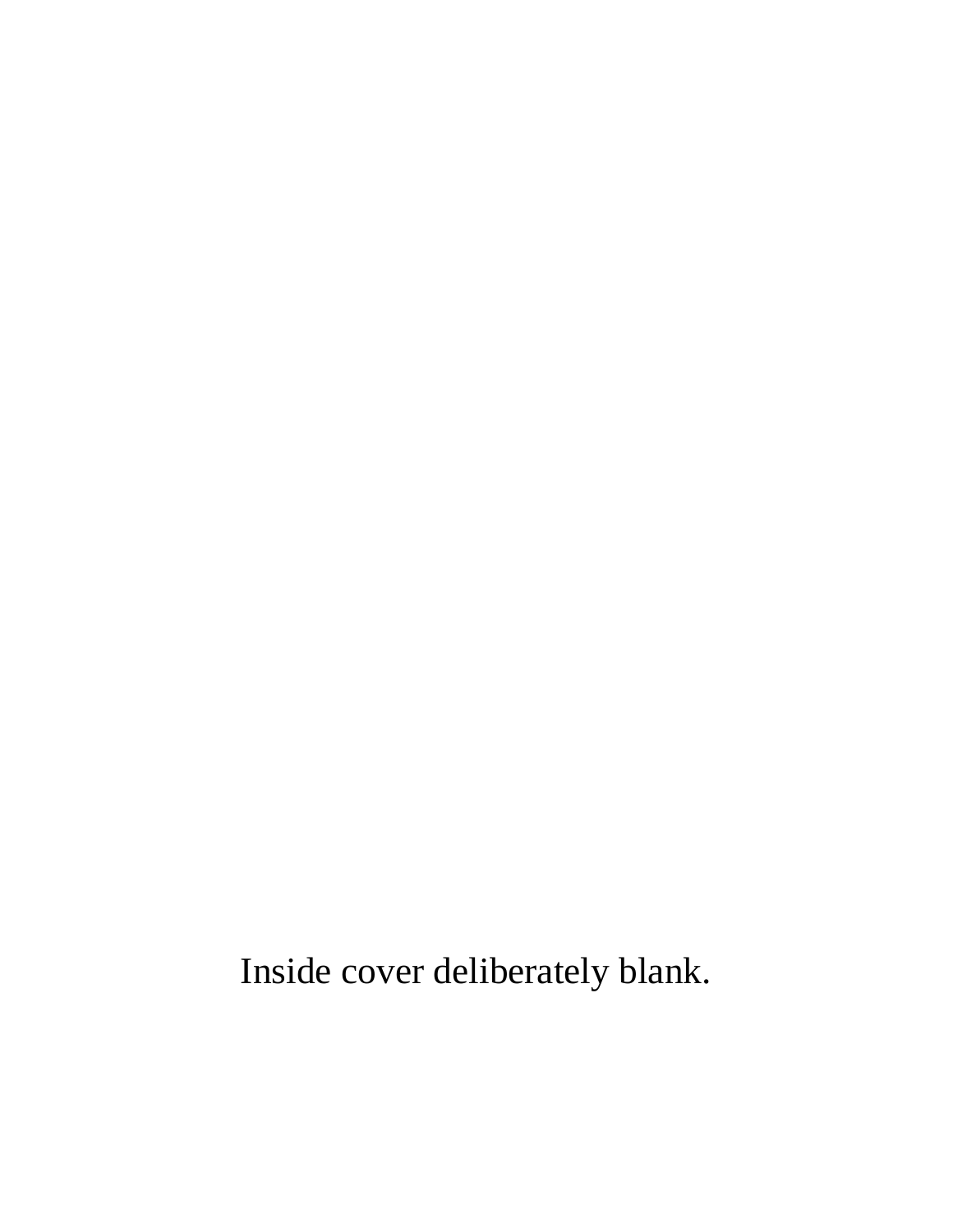Inside cover deliberately blank.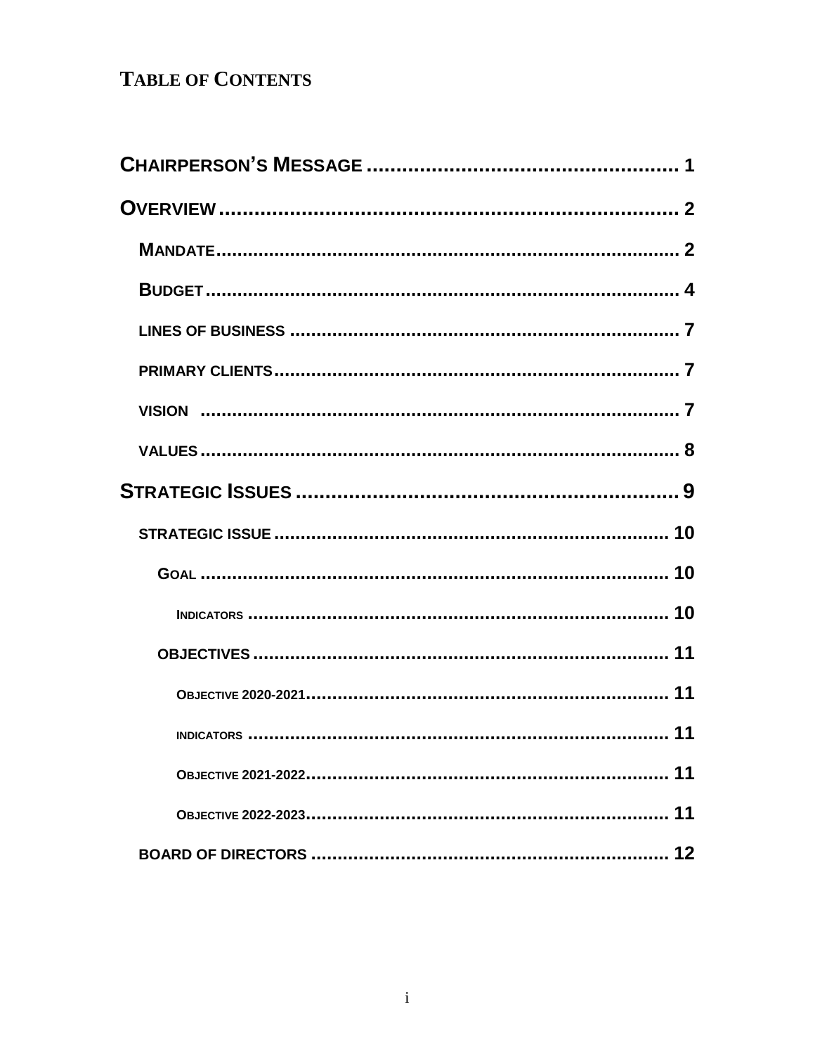# TABLE OF CONTENTS

| | |
|---|---|
| **CHAIRPERSON'S MESSAGE** | **1** |
| **OVERVIEW** | **2** |
| MANDATE | 2 |
| BUDGET | 4 |
| LINES OF BUSINESS | 7 |
| PRIMARY CLIENTS | 7 |
| VISION | 7 |
| VALUES | 8 |
| **STRATEGIC ISSUES** | **9** |
| STRATEGIC ISSUE | 10 |
| GOAL | 10 |
| INDICATORS | 10 |
| OBJECTIVES | 11 |
| OBJECTIVE 2020-2021 | 11 |
| INDICATORS | 11 |
| OBJECTIVE 2021-2022 | 11 |
| OBJECTIVE 2022-2023 | 11 |
| BOARD OF DIRECTORS | 12 |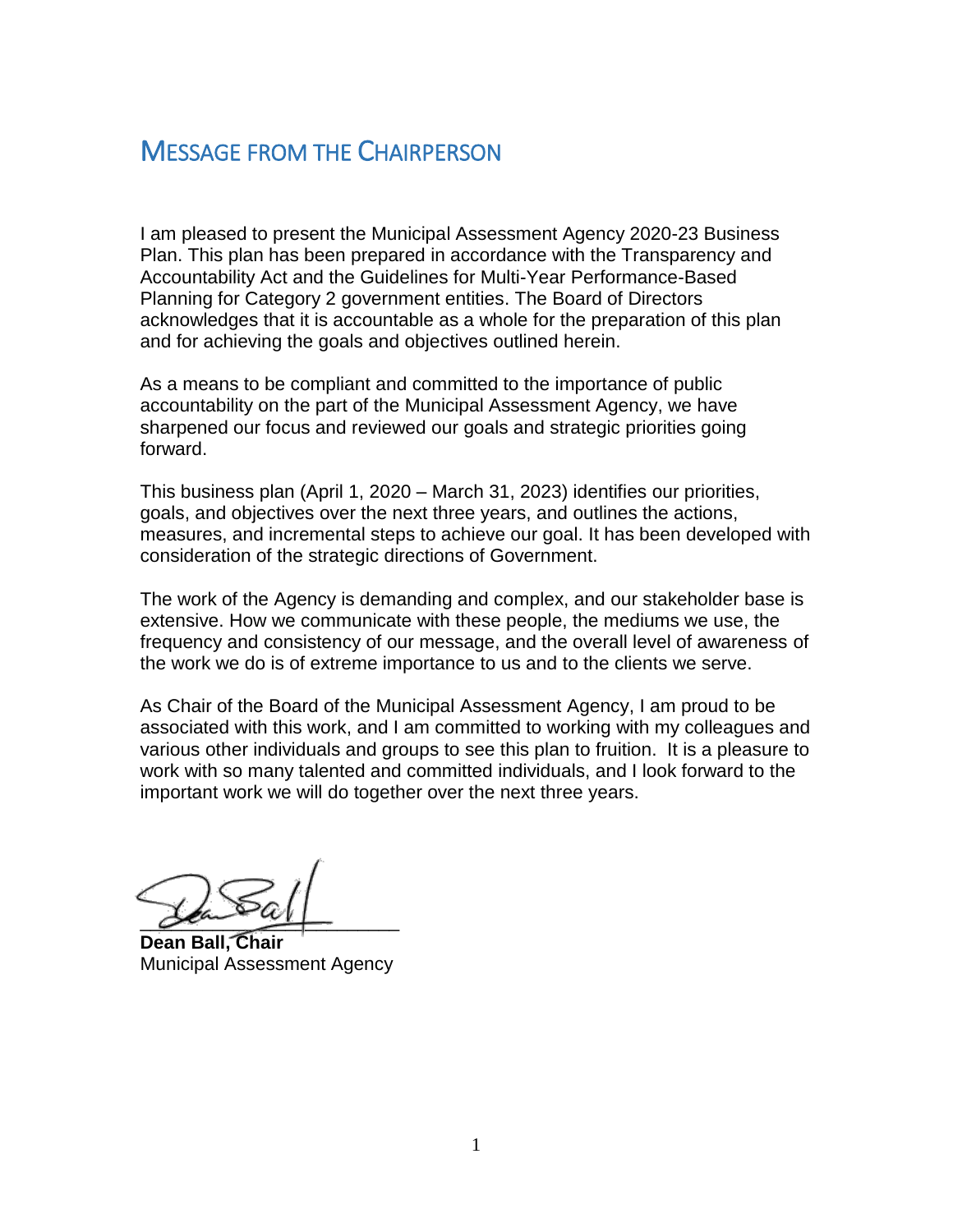# MESSAGE FROM THE CHAIRPERSON

I am pleased to present the Municipal Assessment Agency 2020-23 Business Plan. This plan has been prepared in accordance with the Transparency and Accountability Act and the Guidelines for Multi-Year Performance-Based Planning for Category 2 government entities. The Board of Directors acknowledges that it is accountable as a whole for the preparation of this plan and for achieving the goals and objectives outlined herein.

As a means to be compliant and committed to the importance of public accountability on the part of the Municipal Assessment Agency, we have sharpened our focus and reviewed our goals and strategic priorities going forward.

This business plan (April 1, 2020 – March 31, 2023) identifies our priorities, goals, and objectives over the next three years, and outlines the actions, measures, and incremental steps to achieve our goal. It has been developed with consideration of the strategic directions of Government.

The work of the Agency is demanding and complex, and our stakeholder base is extensive. How we communicate with these people, the mediums we use, the frequency and consistency of our message, and the overall level of awareness of the work we do is of extreme importance to us and to the clients we serve.

As Chair of the Board of the Municipal Assessment Agency, I am proud to be associated with this work, and I am committed to working with my colleagues and various other individuals and groups to see this plan to fruition. It is a pleasure to work with so many talented and committed individuals, and I look forward to the important work we will do together over the next three years.

**Dean Ball, Chair**
Municipal Assessment Agency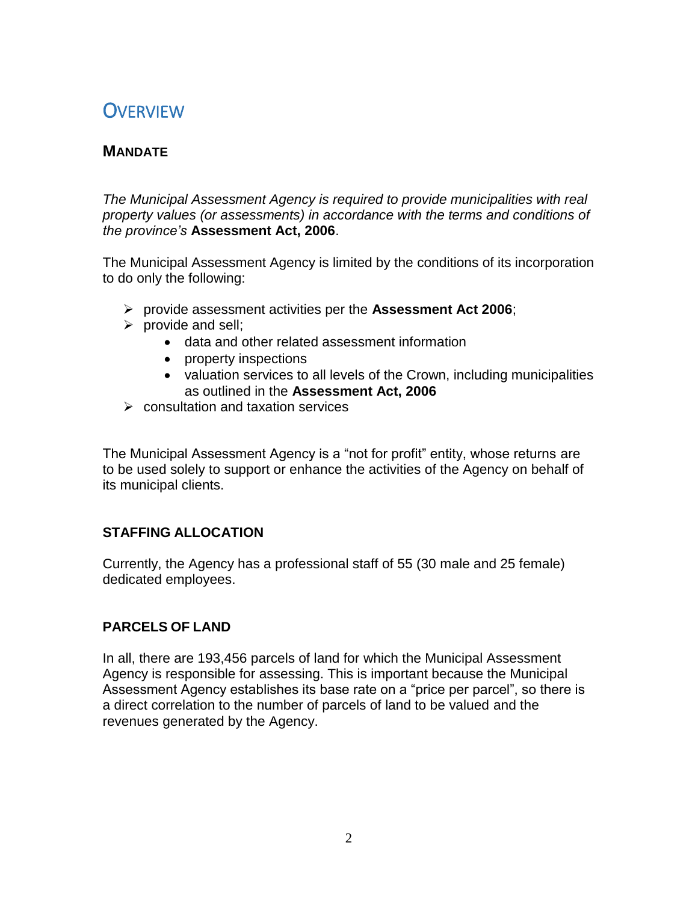# Overview

## Mandate

*The Municipal Assessment Agency is required to provide municipalities with real property values (or assessments) in accordance with the terms and conditions of the province's* **Assessment Act, 2006**.

The Municipal Assessment Agency is limited by the conditions of its incorporation to do only the following:

- provide assessment activities per the **Assessment Act 2006**;
- provide and sell;
  - data and other related assessment information
  - property inspections
  - valuation services to all levels of the Crown, including municipalities as outlined in the **Assessment Act, 2006**
- consultation and taxation services

The Municipal Assessment Agency is a "not for profit" entity, whose returns are to be used solely to support or enhance the activities of the Agency on behalf of its municipal clients.

### STAFFING ALLOCATION

Currently, the Agency has a professional staff of 55 (30 male and 25 female) dedicated employees.

### PARCELS OF LAND

In all, there are 193,456 parcels of land for which the Municipal Assessment Agency is responsible for assessing. This is important because the Municipal Assessment Agency establishes its base rate on a "price per parcel", so there is a direct correlation to the number of parcels of land to be valued and the revenues generated by the Agency.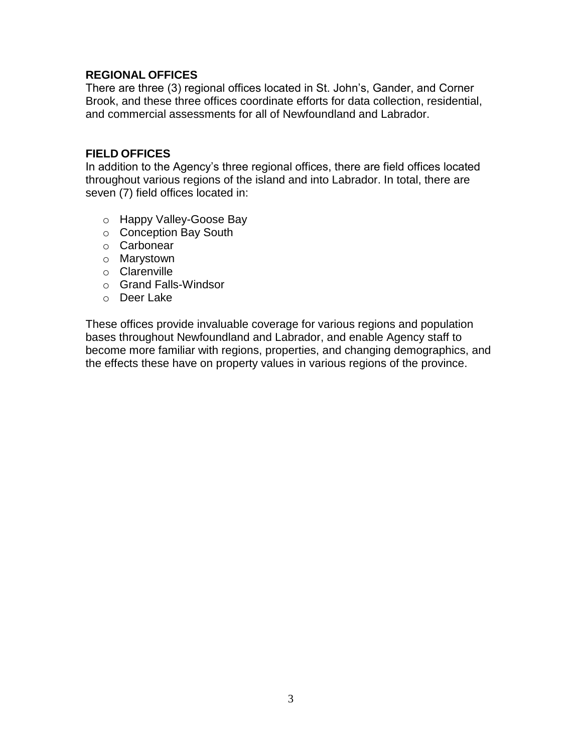## REGIONAL OFFICES

There are three (3) regional offices located in St. John's, Gander, and Corner Brook, and these three offices coordinate efforts for data collection, residential, and commercial assessments for all of Newfoundland and Labrador.

## FIELD OFFICES

In addition to the Agency's three regional offices, there are field offices located throughout various regions of the island and into Labrador. In total, there are seven (7) field offices located in:

- Happy Valley-Goose Bay
- Conception Bay South
- Carbonear
- Marystown
- Clarenville
- Grand Falls-Windsor
- Deer Lake

These offices provide invaluable coverage for various regions and population bases throughout Newfoundland and Labrador, and enable Agency staff to become more familiar with regions, properties, and changing demographics, and the effects these have on property values in various regions of the province.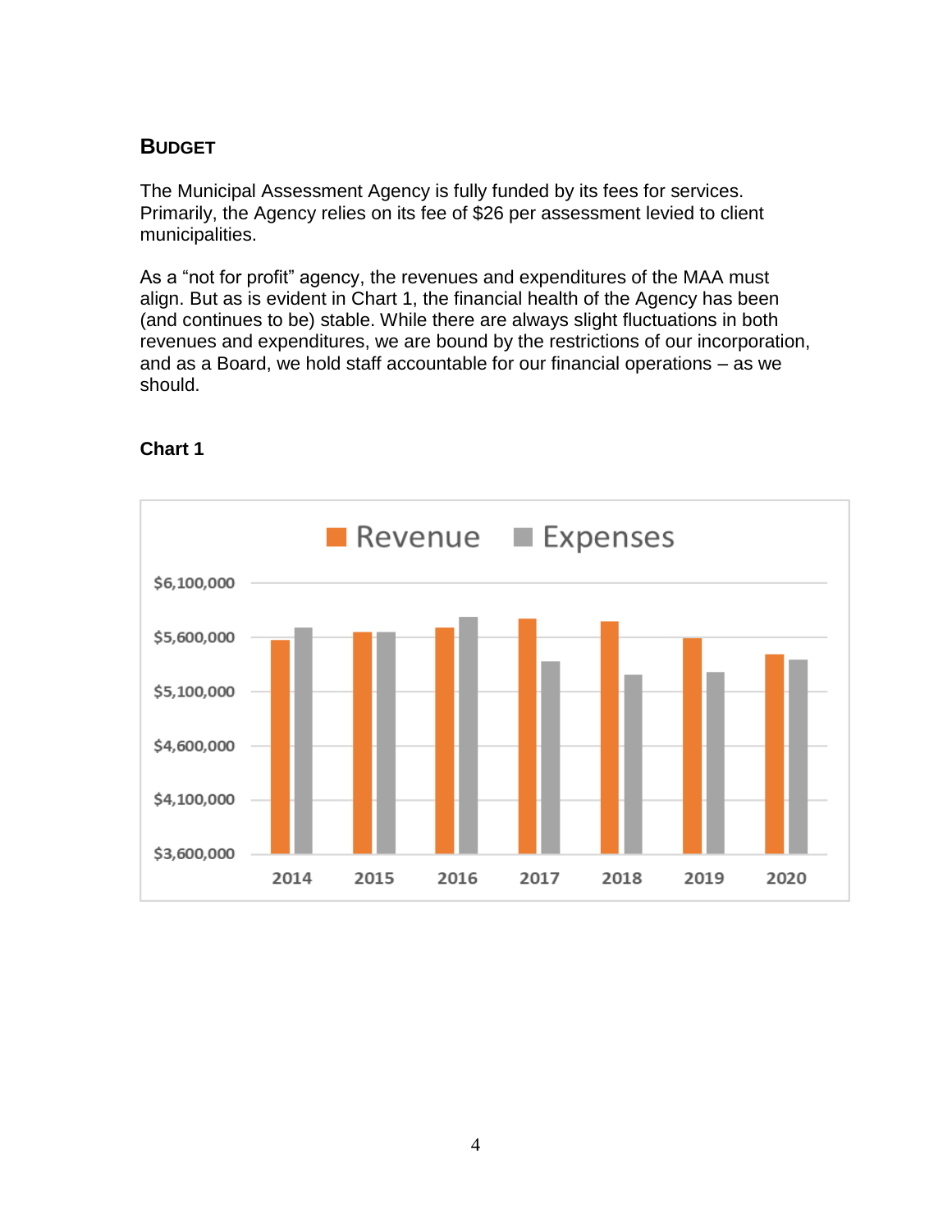## BUDGET

The Municipal Assessment Agency is fully funded by its fees for services. Primarily, the Agency relies on its fee of $26 per assessment levied to client municipalities.

As a "not for profit" agency, the revenues and expenditures of the MAA must align. But as is evident in Chart 1, the financial health of the Agency has been (and continues to be) stable. While there are always slight fluctuations in both revenues and expenditures, we are bound by the restrictions of our incorporation, and as a Board, we hold staff accountable for our financial operations – as we should.

**Chart 1**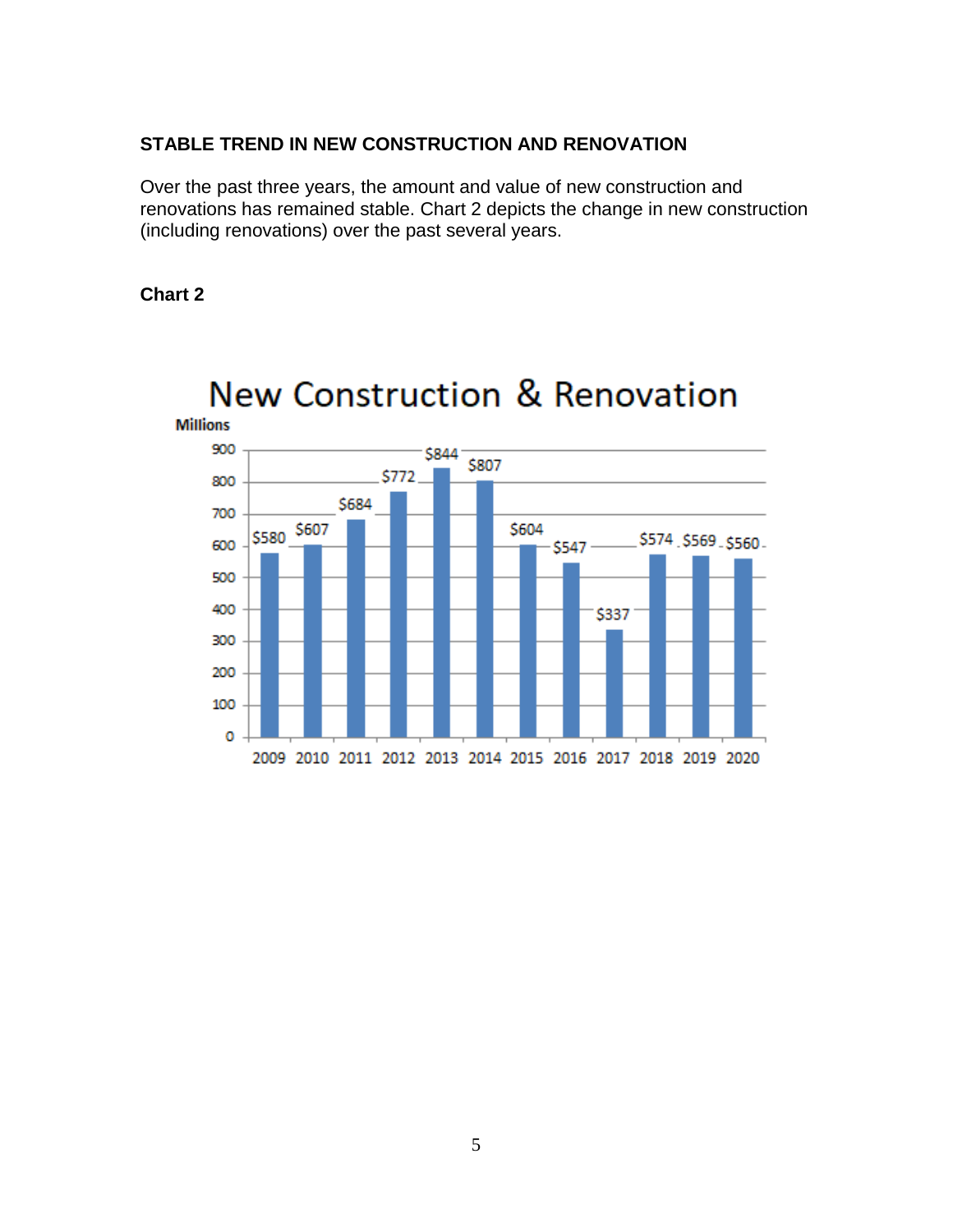## STABLE TREND IN NEW CONSTRUCTION AND RENOVATION

Over the past three years, the amount and value of new construction and renovations has remained stable. Chart 2 depicts the change in new construction (including renovations) over the past several years.

**Chart 2**

**New Construction & Renovation**

Millions

| Year | Value |
|---|---|
| 2009 | $580 |
| 2010 | $607 |
| 2011 | $684 |
| 2012 | $772 |
| 2013 | $844 |
| 2014 | $807 |
| 2015 | $604 |
| 2016 | $547 |
| 2017 | $337 |
| 2018 | $574 |
| 2019 | $569 |
| 2020 | $560 |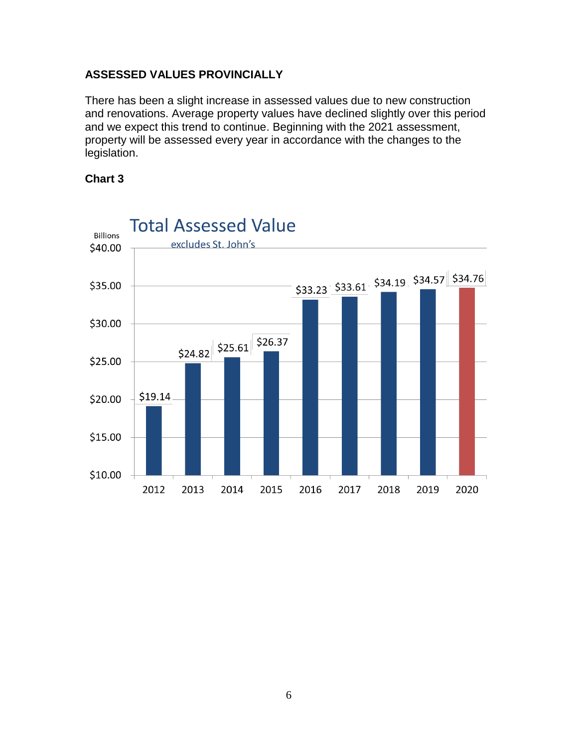**ASSESSED VALUES PROVINCIALLY**

There has been a slight increase in assessed values due to new construction and renovations. Average property values have declined slightly over this period and we expect this trend to continue. Beginning with the 2021 assessment, property will be assessed every year in accordance with the changes to the legislation.

**Chart 3**

Total Assessed Value

excludes St. John's

| Year | Total Assessed Value (Billions) |
|---|---|
| 2012 | $19.14 |
| 2013 | $24.82 |
| 2014 | $25.61 |
| 2015 | $26.37 |
| 2016 | $33.23 |
| 2017 | $33.61 |
| 2018 | $34.19 |
| 2019 | $34.57 |
| 2020 | $34.76 |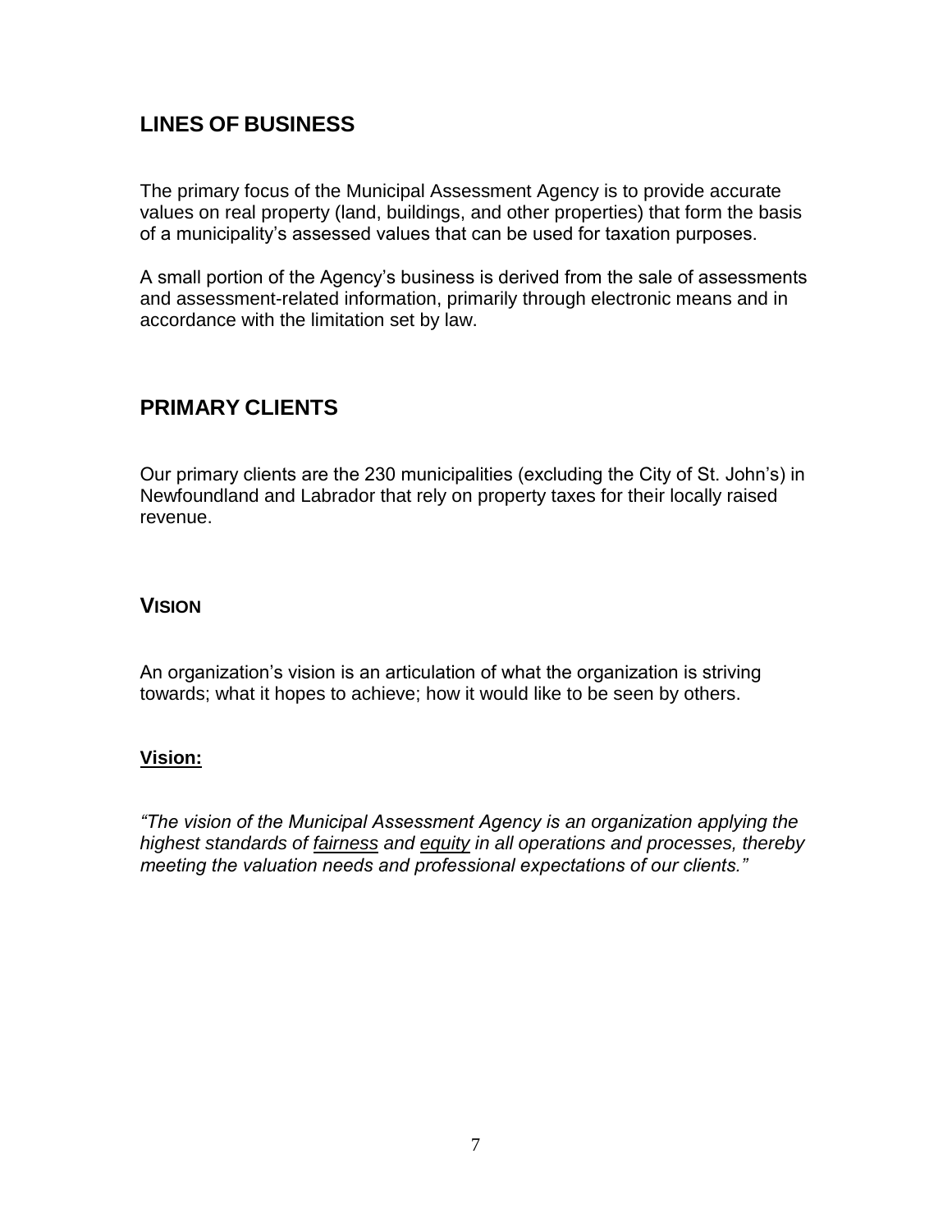## LINES OF BUSINESS

The primary focus of the Municipal Assessment Agency is to provide accurate values on real property (land, buildings, and other properties) that form the basis of a municipality's assessed values that can be used for taxation purposes.

A small portion of the Agency's business is derived from the sale of assessments and assessment-related information, primarily through electronic means and in accordance with the limitation set by law.

## PRIMARY CLIENTS

Our primary clients are the 230 municipalities (excluding the City of St. John's) in Newfoundland and Labrador that rely on property taxes for their locally raised revenue.

### VISION

An organization's vision is an articulation of what the organization is striving towards; what it hopes to achieve; how it would like to be seen by others.

**Vision:**

*"The vision of the Municipal Assessment Agency is an organization applying the highest standards of fairness and equity in all operations and processes, thereby meeting the valuation needs and professional expectations of our clients."*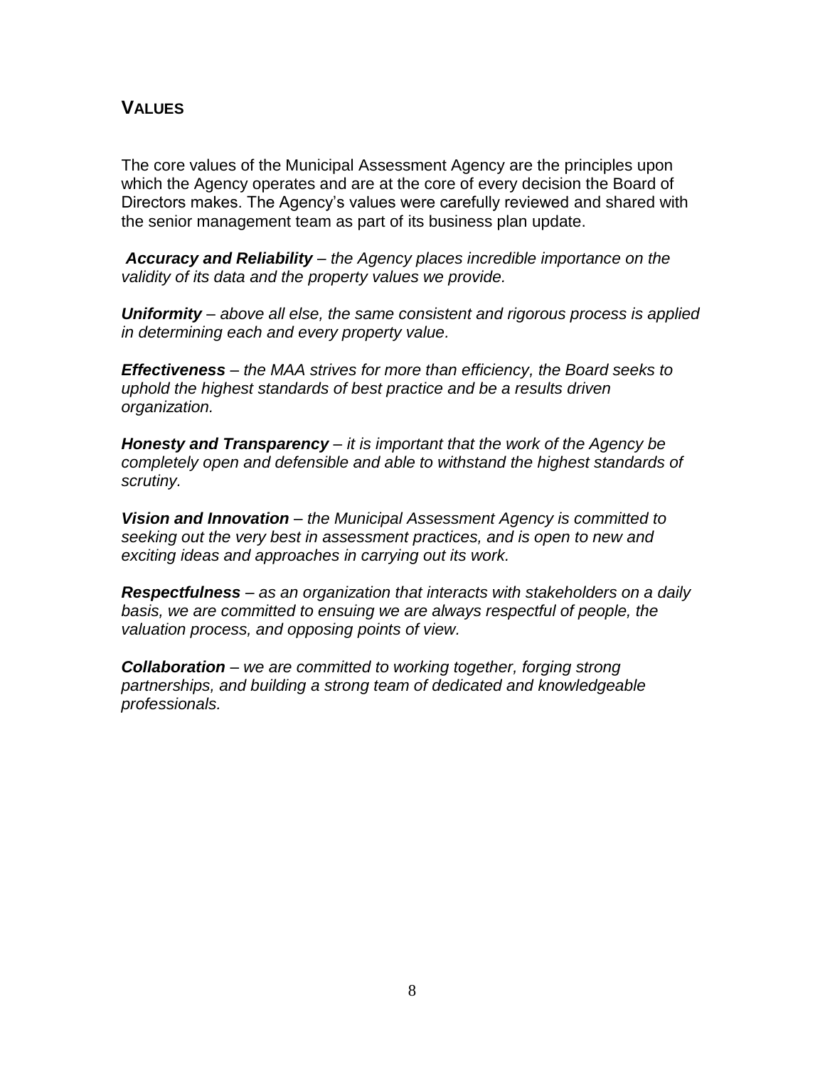## VALUES

The core values of the Municipal Assessment Agency are the principles upon which the Agency operates and are at the core of every decision the Board of Directors makes. The Agency's values were carefully reviewed and shared with the senior management team as part of its business plan update.

***Accuracy and Reliability*** *– the Agency places incredible importance on the validity of its data and the property values we provide.*

***Uniformity*** *– above all else, the same consistent and rigorous process is applied in determining each and every property value.*

***Effectiveness*** *– the MAA strives for more than efficiency, the Board seeks to uphold the highest standards of best practice and be a results driven organization.*

***Honesty and Transparency*** *– it is important that the work of the Agency be completely open and defensible and able to withstand the highest standards of scrutiny.*

***Vision and Innovation*** *– the Municipal Assessment Agency is committed to seeking out the very best in assessment practices, and is open to new and exciting ideas and approaches in carrying out its work.*

***Respectfulness*** *– as an organization that interacts with stakeholders on a daily basis, we are committed to ensuing we are always respectful of people, the valuation process, and opposing points of view.*

***Collaboration*** *– we are committed to working together, forging strong partnerships, and building a strong team of dedicated and knowledgeable professionals.*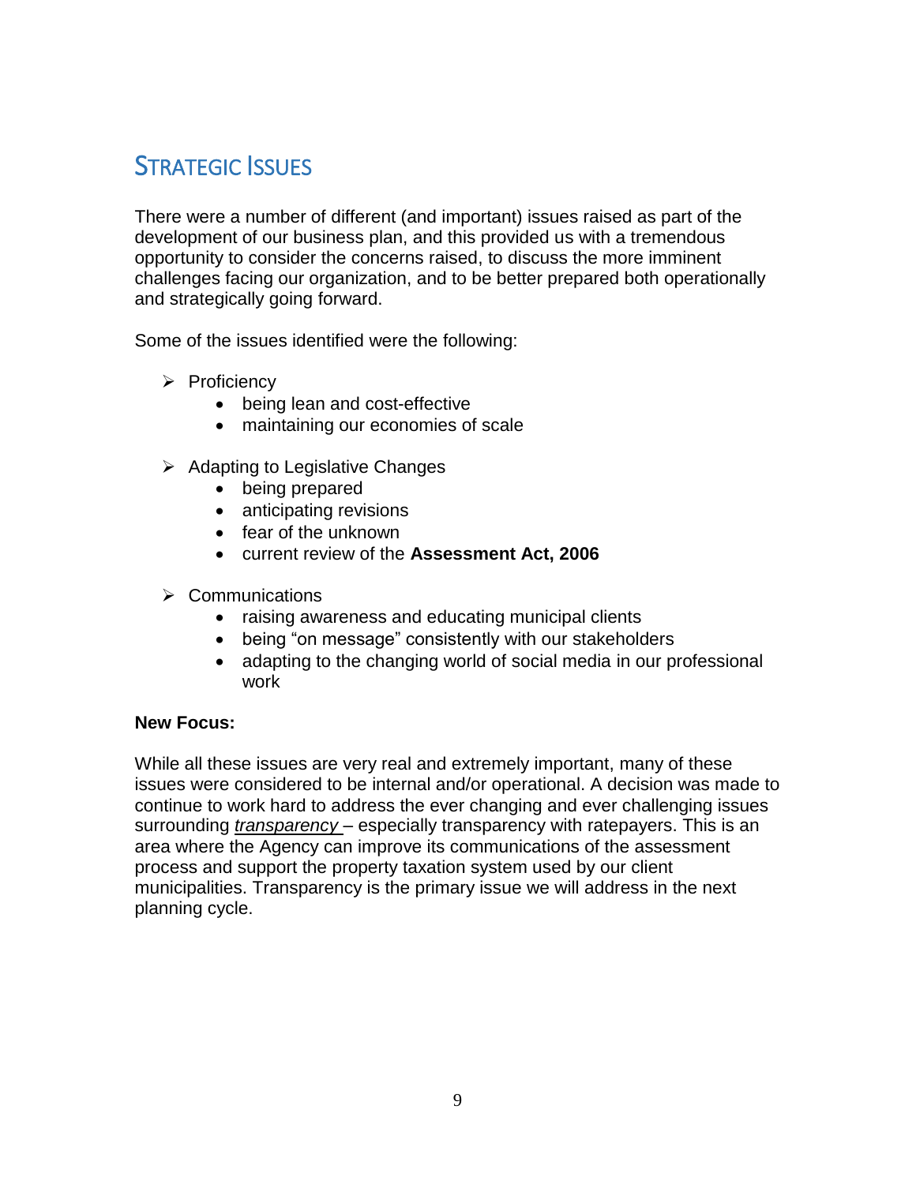## Strategic Issues

There were a number of different (and important) issues raised as part of the development of our business plan, and this provided us with a tremendous opportunity to consider the concerns raised, to discuss the more imminent challenges facing our organization, and to be better prepared both operationally and strategically going forward.

Some of the issues identified were the following:

- Proficiency
  - being lean and cost-effective
  - maintaining our economies of scale
- Adapting to Legislative Changes
  - being prepared
  - anticipating revisions
  - fear of the unknown
  - current review of the **Assessment Act, 2006**
- Communications
  - raising awareness and educating municipal clients
  - being "on message" consistently with our stakeholders
  - adapting to the changing world of social media in our professional work

**New Focus:**

While all these issues are very real and extremely important, many of these issues were considered to be internal and/or operational. A decision was made to continue to work hard to address the ever changing and ever challenging issues surrounding *transparency* – especially transparency with ratepayers. This is an area where the Agency can improve its communications of the assessment process and support the property taxation system used by our client municipalities. Transparency is the primary issue we will address in the next planning cycle.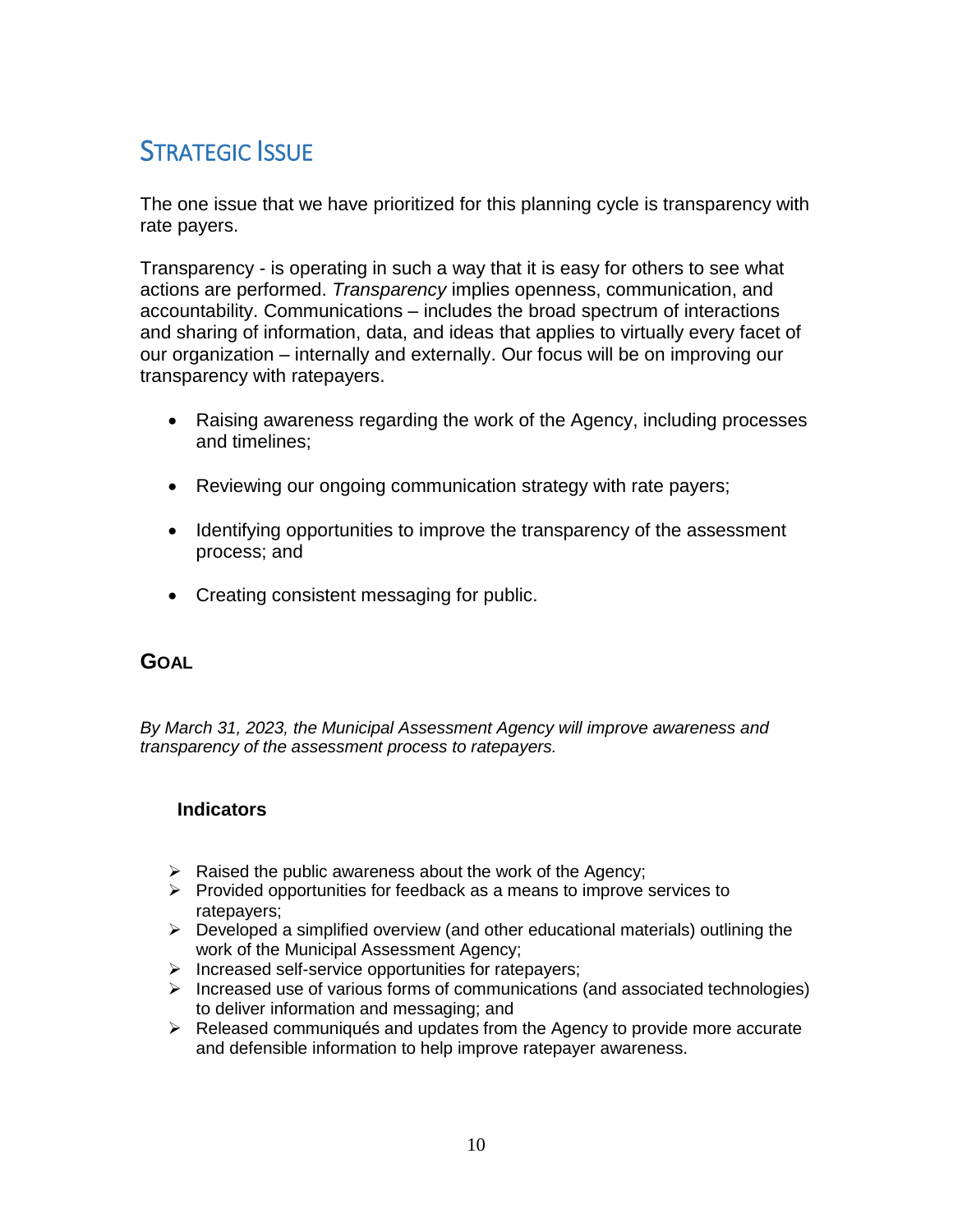## Strategic Issue

The one issue that we have prioritized for this planning cycle is transparency with rate payers.

Transparency - is operating in such a way that it is easy for others to see what actions are performed. *Transparency* implies openness, communication, and accountability. Communications – includes the broad spectrum of interactions and sharing of information, data, and ideas that applies to virtually every facet of our organization – internally and externally. Our focus will be on improving our transparency with ratepayers.

- Raising awareness regarding the work of the Agency, including processes and timelines;
- Reviewing our ongoing communication strategy with rate payers;
- Identifying opportunities to improve the transparency of the assessment process; and
- Creating consistent messaging for public.

### Goal

*By March 31, 2023, the Municipal Assessment Agency will improve awareness and transparency of the assessment process to ratepayers.*

#### Indicators

- Raised the public awareness about the work of the Agency;
- Provided opportunities for feedback as a means to improve services to ratepayers;
- Developed a simplified overview (and other educational materials) outlining the work of the Municipal Assessment Agency;
- Increased self-service opportunities for ratepayers;
- Increased use of various forms of communications (and associated technologies) to deliver information and messaging; and
- Released communiqués and updates from the Agency to provide more accurate and defensible information to help improve ratepayer awareness.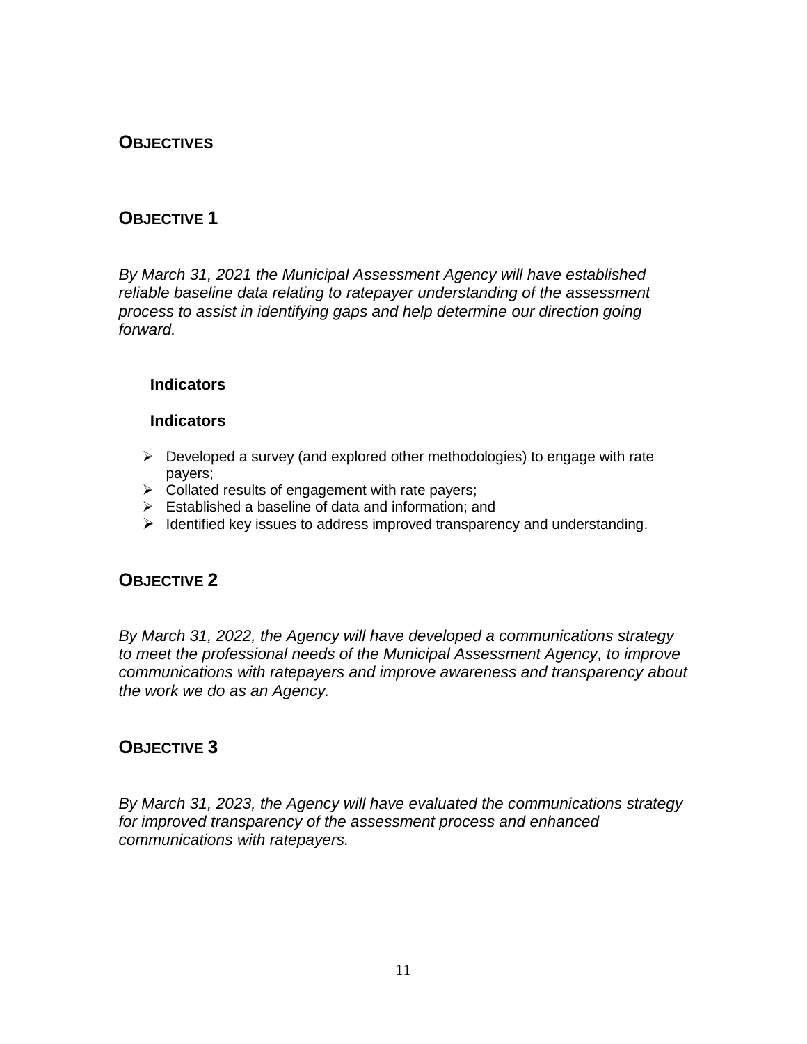## Objectives

## Objective 1

*By March 31, 2021 the Municipal Assessment Agency will have established reliable baseline data relating to ratepayer understanding of the assessment process to assist in identifying gaps and help determine our direction going forward.*

**Indicators**

**Indicators**

- Developed a survey (and explored other methodologies) to engage with rate payers;
- Collated results of engagement with rate payers;
- Established a baseline of data and information; and
- Identified key issues to address improved transparency and understanding.

## Objective 2

*By March 31, 2022, the Agency will have developed a communications strategy to meet the professional needs of the Municipal Assessment Agency, to improve communications with ratepayers and improve awareness and transparency about the work we do as an Agency.*

## Objective 3

*By March 31, 2023, the Agency will have evaluated the communications strategy for improved transparency of the assessment process and enhanced communications with ratepayers.*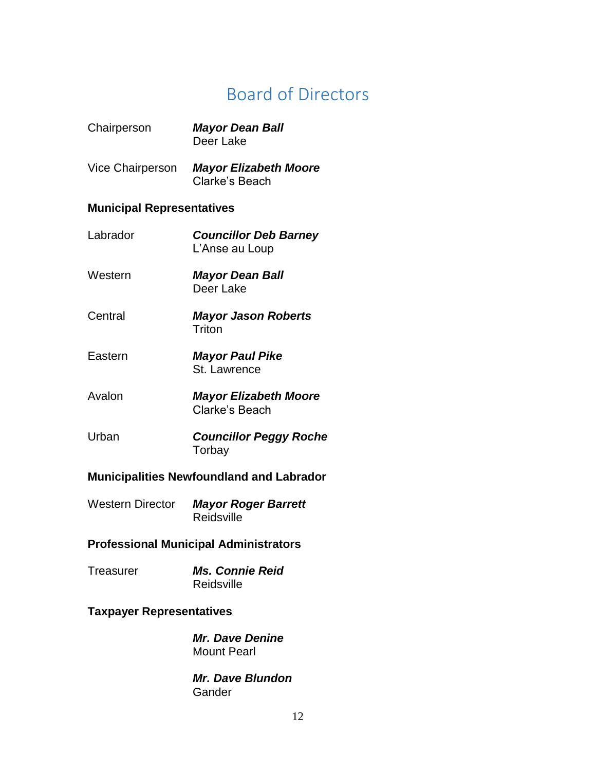# Board of Directors

| | | |
|---|---|---|
| Chairperson | ***Mayor Dean Ball*** Deer Lake | |
| Vice Chairperson | ***Mayor Elizabeth Moore*** Clarke's Beach | |

**Municipal Representatives**

| | |
|---|---|
| Labrador | ***Councillor Deb Barney*** L'Anse au Loup |
| Western | ***Mayor Dean Ball*** Deer Lake |
| Central | ***Mayor Jason Roberts*** Triton |
| Eastern | ***Mayor Paul Pike*** St. Lawrence |
| Avalon | ***Mayor Elizabeth Moore*** Clarke's Beach |
| Urban | ***Councillor Peggy Roche*** Torbay |

**Municipalities Newfoundland and Labrador**

| | |
|---|---|
| Western Director | ***Mayor Roger Barrett*** Reidsville |

**Professional Municipal Administrators**

| | |
|---|---|
| Treasurer | ***Ms. Connie Reid*** Reidsville |

**Taxpayer Representatives**

***Mr. Dave Denine***
Mount Pearl

***Mr. Dave Blundon***
Gander